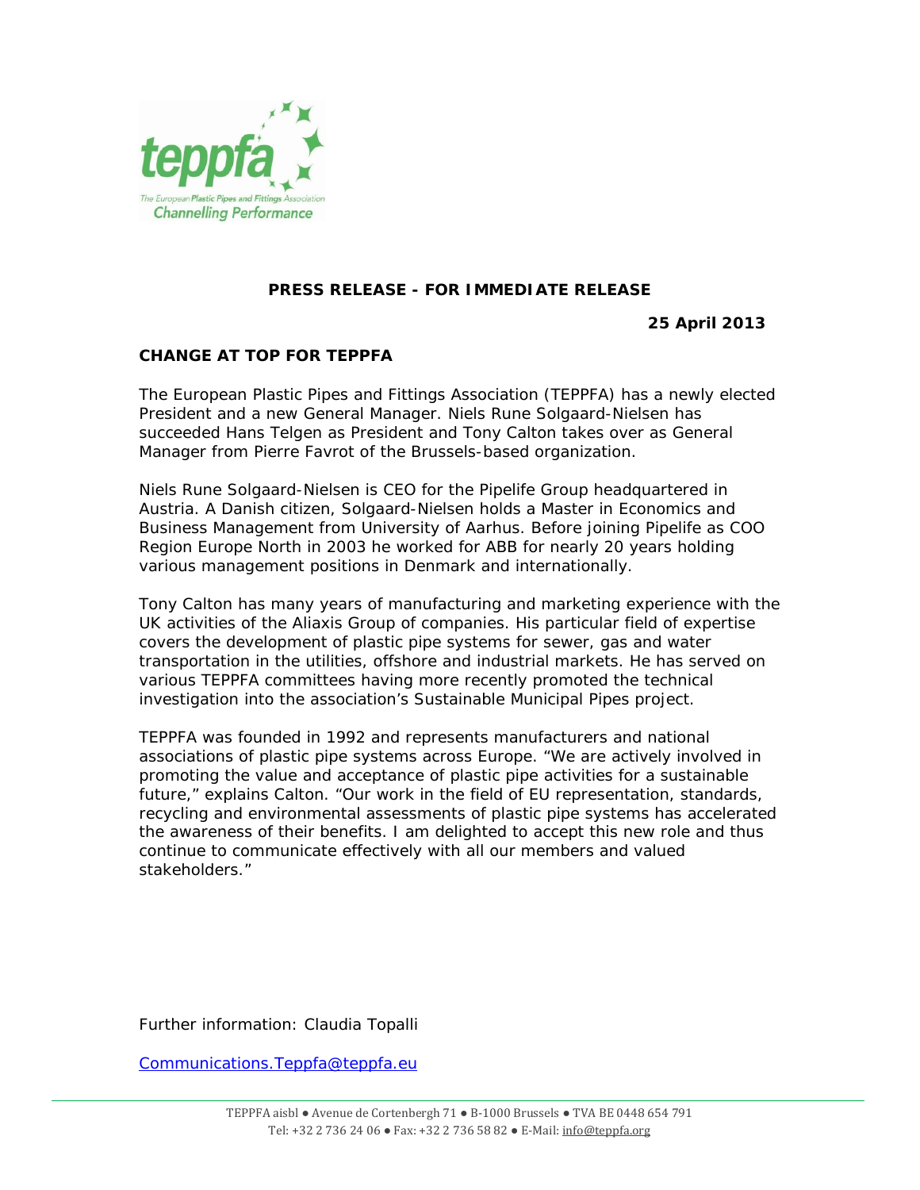**PRESS RELEASE - FOR IMMEDIATE RELEASE**

**25 April 2013**

## CHANGE AT TOP FOR TEPPFA

The European Plastic Pipes and Fittings Association (TEPPFA) has a newly elected President and a new General Manager. Niels Rune Solgaard-Nielsen has succeeded Hans Telgen as President and Tony Calton takes over as General Manager from Pierre Favrot of the Brussels-based organization.

Niels Rune Solgaard-Nielsen is CEO for the Pipelife Group headquartered in Austria. A Danish citizen, Solgaard-Nielsen holds a Master in Economics and Business Management from University of Aarhus. Before joining Pipelife as COO Region Europe North in 2003 he worked for ABB for nearly 20 years holding various management positions in Denmark and internationally.

Tony Calton has many years of manufacturing and marketing experience with the UK activities of the Aliaxis Group of companies. His particular field of expertise covers the development of plastic pipe systems for sewer, gas and water transportation in the utilities, offshore and industrial markets. He has served on various TEPPFA committees having more recently promoted the technical investigation into the association's Sustainable Municipal Pipes project.

TEPPFA was founded in 1992 and represents manufacturers and national associations of plastic pipe systems across Europe. "We are actively involved in promoting the value and acceptance of plastic pipe activities for a sustainable future," explains Calton. "Our work in the field of EU representation, standards, recycling and environmental assessments of plastic pipe systems has accelerated the awareness of their benefits. I am delighted to accept this new role and thus continue to communicate effectively with all our members and valued stakeholders."

Further information: Claudia Topalli

Communications.Teppfa@teppfa.eu

TEPPFA aisbl ● Avenue de Cortenbergh 71 ● B-1000 Brussels ● TVA BE 0448 654 791
Tel: +32 2 736 24 06 ● Fax: +32 2 736 58 82 ● E-Mail: info@teppfa.org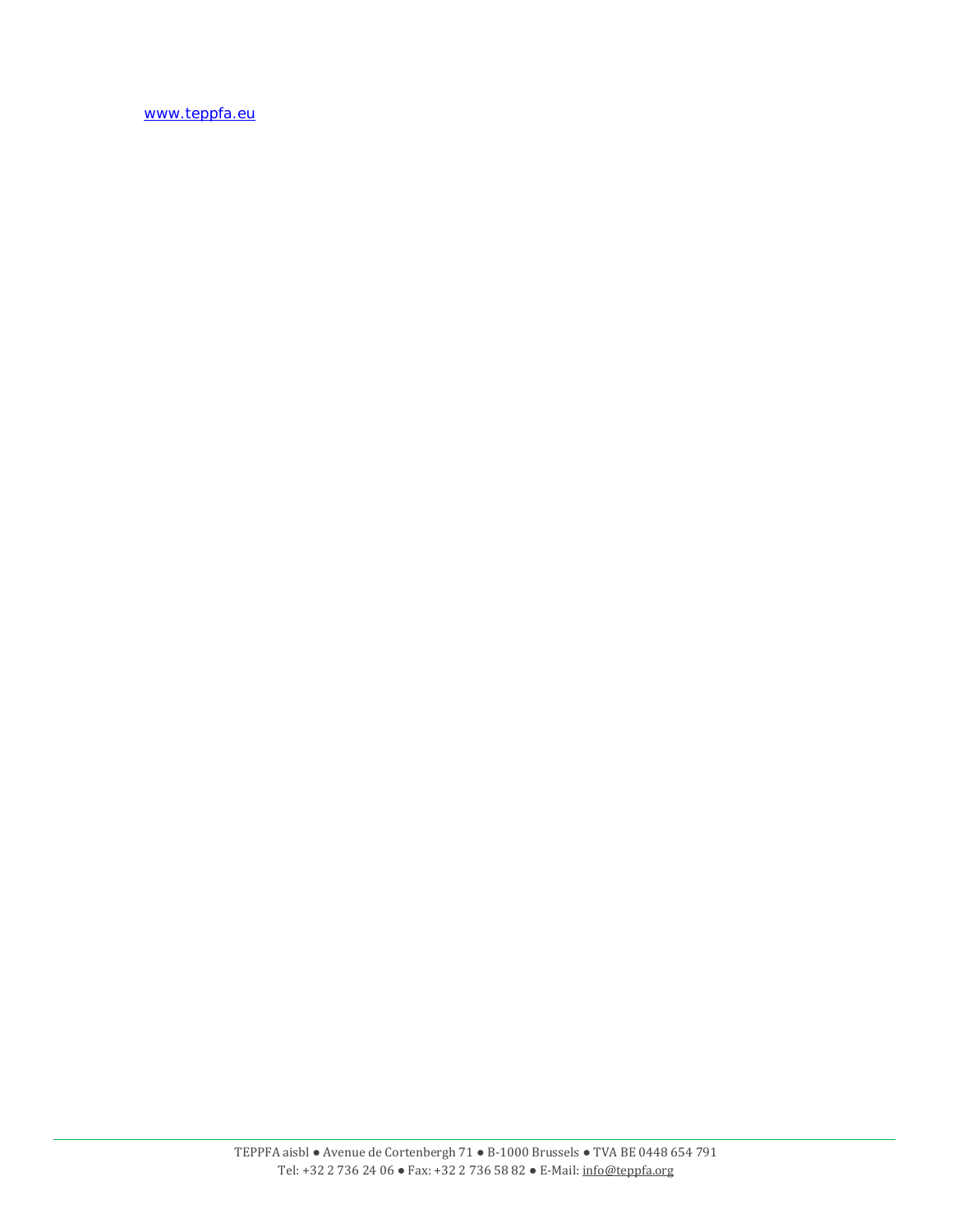www.teppfa.eu